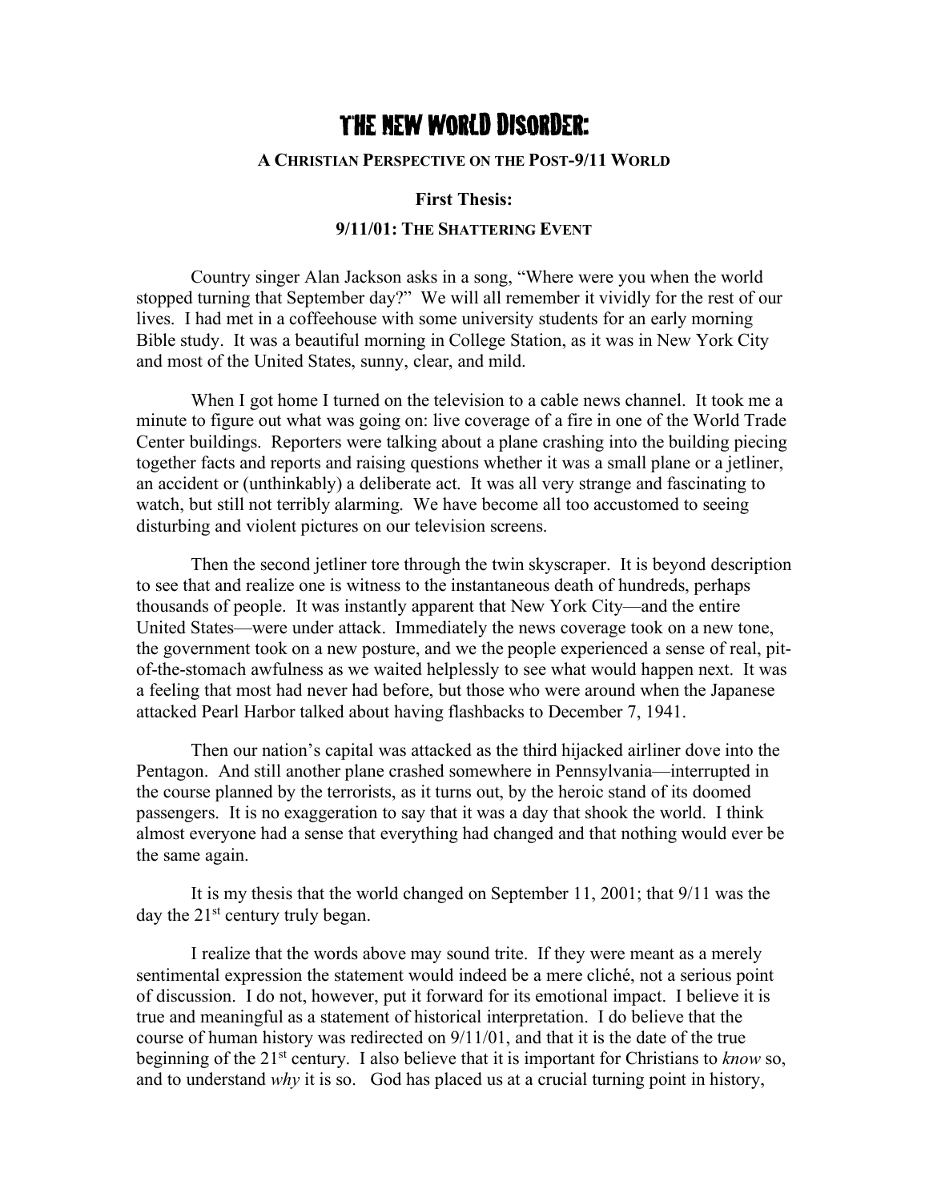# The New World Disorder:

## A Christian Perspective on the Post-9/11 World

### First Thesis:

### 9/11/01: The Shattering Event

Country singer Alan Jackson asks in a song, "Where were you when the world stopped turning that September day?" We will all remember it vividly for the rest of our lives. I had met in a coffeehouse with some university students for an early morning Bible study. It was a beautiful morning in College Station, as it was in New York City and most of the United States, sunny, clear, and mild.

When I got home I turned on the television to a cable news channel. It took me a minute to figure out what was going on: live coverage of a fire in one of the World Trade Center buildings. Reporters were talking about a plane crashing into the building piecing together facts and reports and raising questions whether it was a small plane or a jetliner, an accident or (unthinkably) a deliberate act. It was all very strange and fascinating to watch, but still not terribly alarming. We have become all too accustomed to seeing disturbing and violent pictures on our television screens.

Then the second jetliner tore through the twin skyscraper. It is beyond description to see that and realize one is witness to the instantaneous death of hundreds, perhaps thousands of people. It was instantly apparent that New York City—and the entire United States—were under attack. Immediately the news coverage took on a new tone, the government took on a new posture, and we the people experienced a sense of real, pit-of-the-stomach awfulness as we waited helplessly to see what would happen next. It was a feeling that most had never had before, but those who were around when the Japanese attacked Pearl Harbor talked about having flashbacks to December 7, 1941.

Then our nation's capital was attacked as the third hijacked airliner dove into the Pentagon. And still another plane crashed somewhere in Pennsylvania—interrupted in the course planned by the terrorists, as it turns out, by the heroic stand of its doomed passengers. It is no exaggeration to say that it was a day that shook the world. I think almost everyone had a sense that everything had changed and that nothing would ever be the same again.

It is my thesis that the world changed on September 11, 2001; that 9/11 was the day the 21st century truly began.

I realize that the words above may sound trite. If they were meant as a merely sentimental expression the statement would indeed be a mere cliché, not a serious point of discussion. I do not, however, put it forward for its emotional impact. I believe it is true and meaningful as a statement of historical interpretation. I do believe that the course of human history was redirected on 9/11/01, and that it is the date of the true beginning of the 21st century. I also believe that it is important for Christians to *know* so, and to understand *why* it is so. God has placed us at a crucial turning point in history,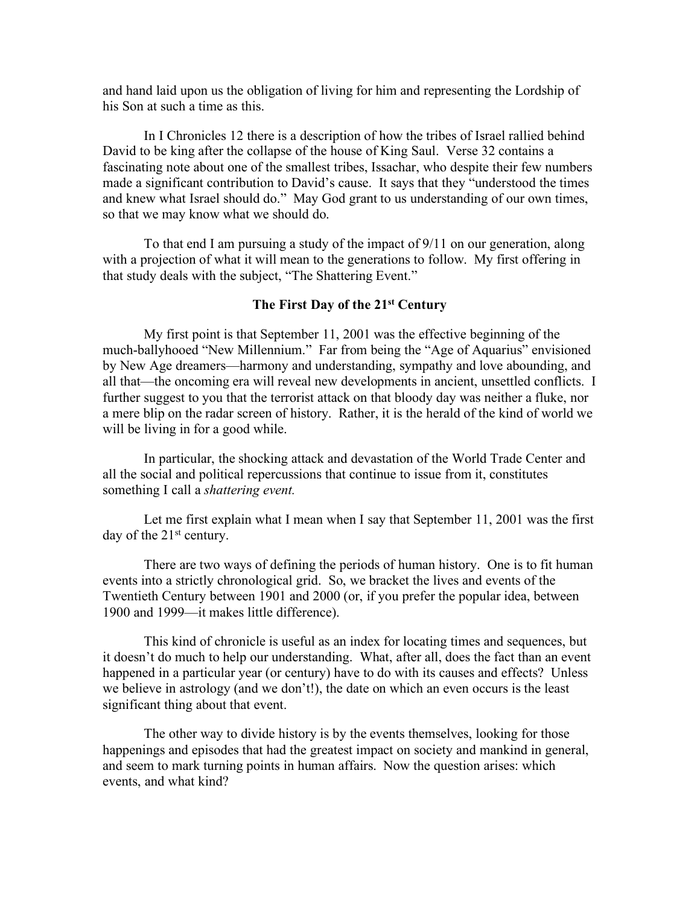and hand laid upon us the obligation of living for him and representing the Lordship of his Son at such a time as this.

In I Chronicles 12 there is a description of how the tribes of Israel rallied behind David to be king after the collapse of the house of King Saul. Verse 32 contains a fascinating note about one of the smallest tribes, Issachar, who despite their few numbers made a significant contribution to David's cause. It says that they "understood the times and knew what Israel should do." May God grant to us understanding of our own times, so that we may know what we should do.

To that end I am pursuing a study of the impact of 9/11 on our generation, along with a projection of what it will mean to the generations to follow. My first offering in that study deals with the subject, "The Shattering Event."

### The First Day of the 21st Century

My first point is that September 11, 2001 was the effective beginning of the much-ballyhooed "New Millennium." Far from being the "Age of Aquarius" envisioned by New Age dreamers—harmony and understanding, sympathy and love abounding, and all that—the oncoming era will reveal new developments in ancient, unsettled conflicts. I further suggest to you that the terrorist attack on that bloody day was neither a fluke, nor a mere blip on the radar screen of history. Rather, it is the herald of the kind of world we will be living in for a good while.

In particular, the shocking attack and devastation of the World Trade Center and all the social and political repercussions that continue to issue from it, constitutes something I call a *shattering event.*

Let me first explain what I mean when I say that September 11, 2001 was the first day of the 21st century.

There are two ways of defining the periods of human history. One is to fit human events into a strictly chronological grid. So, we bracket the lives and events of the Twentieth Century between 1901 and 2000 (or, if you prefer the popular idea, between 1900 and 1999—it makes little difference).

This kind of chronicle is useful as an index for locating times and sequences, but it doesn't do much to help our understanding. What, after all, does the fact than an event happened in a particular year (or century) have to do with its causes and effects? Unless we believe in astrology (and we don't!), the date on which an even occurs is the least significant thing about that event.

The other way to divide history is by the events themselves, looking for those happenings and episodes that had the greatest impact on society and mankind in general, and seem to mark turning points in human affairs. Now the question arises: which events, and what kind?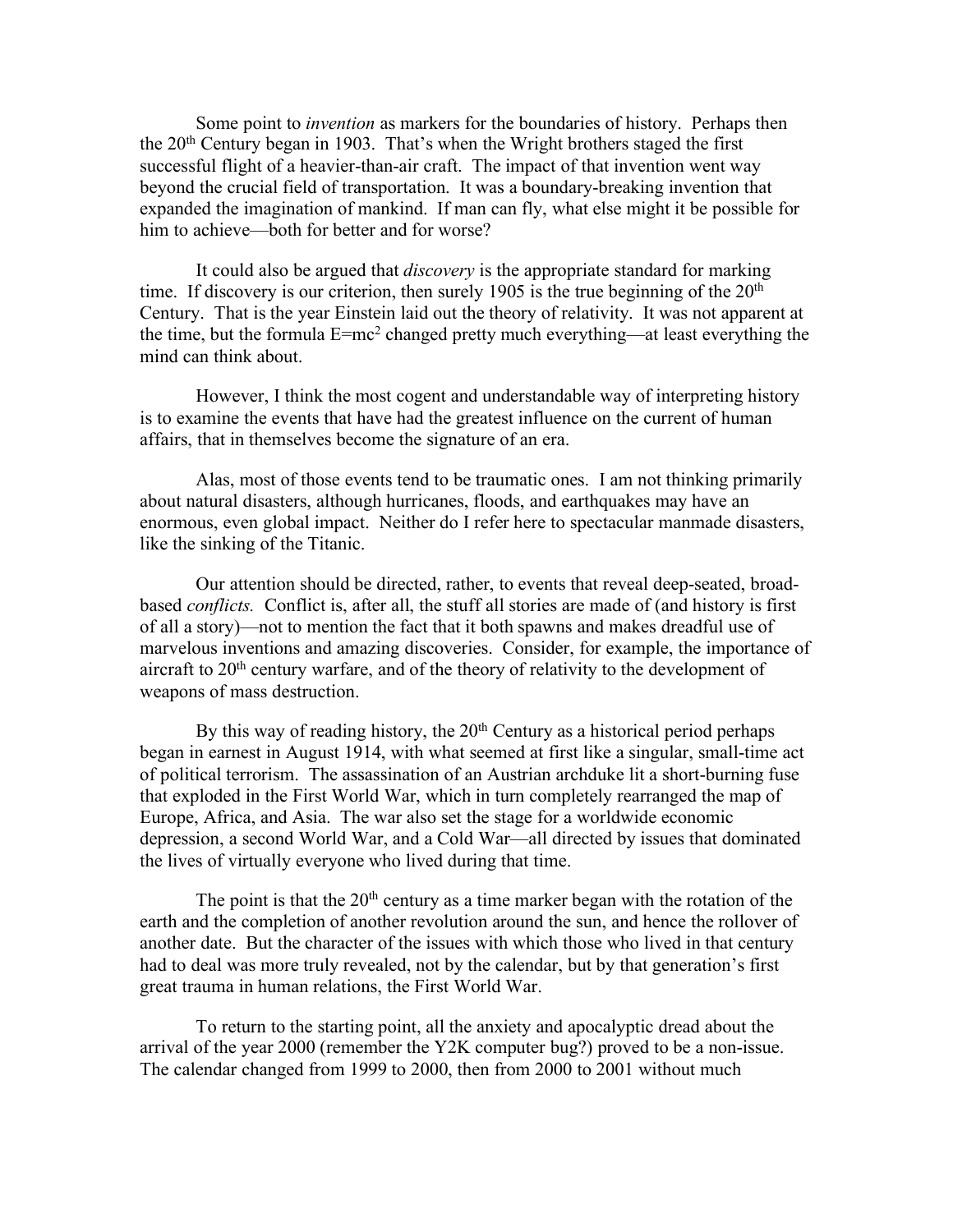Some point to *invention* as markers for the boundaries of history. Perhaps then the 20th Century began in 1903. That's when the Wright brothers staged the first successful flight of a heavier-than-air craft. The impact of that invention went way beyond the crucial field of transportation. It was a boundary-breaking invention that expanded the imagination of mankind. If man can fly, what else might it be possible for him to achieve—both for better and for worse?

It could also be argued that *discovery* is the appropriate standard for marking time. If discovery is our criterion, then surely 1905 is the true beginning of the 20th Century. That is the year Einstein laid out the theory of relativity. It was not apparent at the time, but the formula $E=mc^2$ changed pretty much everything—at least everything the mind can think about.

However, I think the most cogent and understandable way of interpreting history is to examine the events that have had the greatest influence on the current of human affairs, that in themselves become the signature of an era.

Alas, most of those events tend to be traumatic ones. I am not thinking primarily about natural disasters, although hurricanes, floods, and earthquakes may have an enormous, even global impact. Neither do I refer here to spectacular manmade disasters, like the sinking of the Titanic.

Our attention should be directed, rather, to events that reveal deep-seated, broad-based *conflicts.* Conflict is, after all, the stuff all stories are made of (and history is first of all a story)—not to mention the fact that it both spawns and makes dreadful use of marvelous inventions and amazing discoveries. Consider, for example, the importance of aircraft to 20th century warfare, and of the theory of relativity to the development of weapons of mass destruction.

By this way of reading history, the 20th Century as a historical period perhaps began in earnest in August 1914, with what seemed at first like a singular, small-time act of political terrorism. The assassination of an Austrian archduke lit a short-burning fuse that exploded in the First World War, which in turn completely rearranged the map of Europe, Africa, and Asia. The war also set the stage for a worldwide economic depression, a second World War, and a Cold War—all directed by issues that dominated the lives of virtually everyone who lived during that time.

The point is that the 20th century as a time marker began with the rotation of the earth and the completion of another revolution around the sun, and hence the rollover of another date. But the character of the issues with which those who lived in that century had to deal was more truly revealed, not by the calendar, but by that generation's first great trauma in human relations, the First World War.

To return to the starting point, all the anxiety and apocalyptic dread about the arrival of the year 2000 (remember the Y2K computer bug?) proved to be a non-issue. The calendar changed from 1999 to 2000, then from 2000 to 2001 without much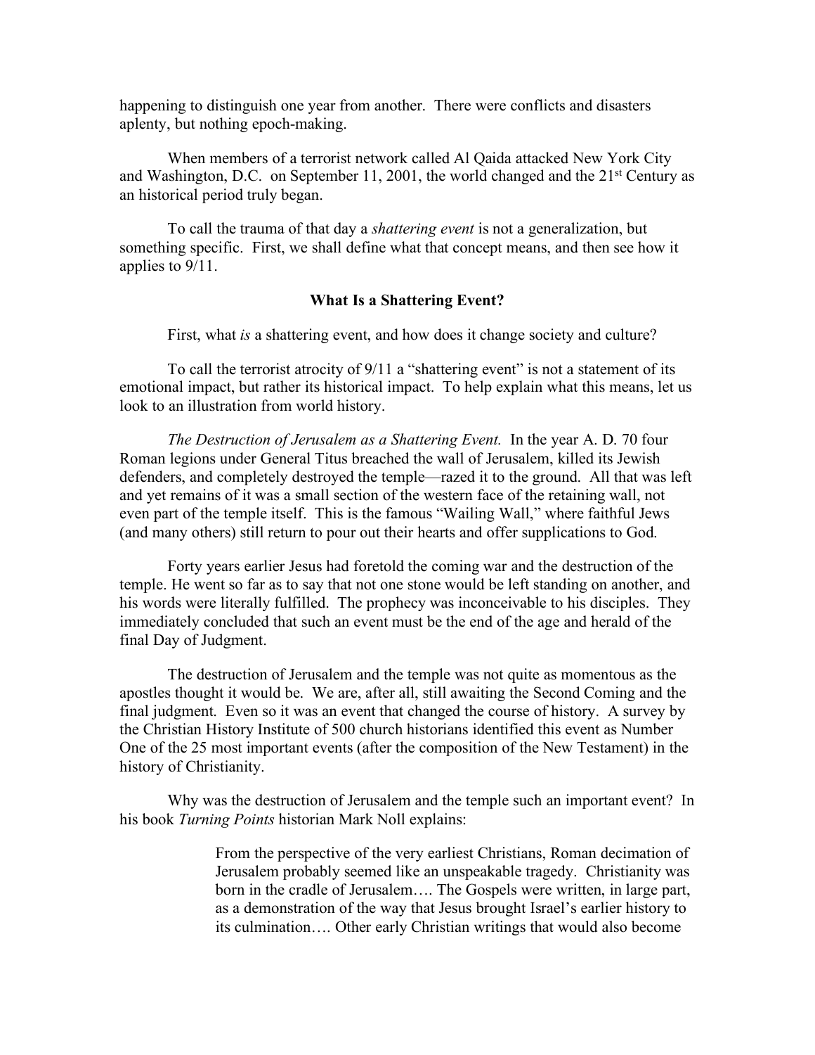happening to distinguish one year from another. There were conflicts and disasters aplenty, but nothing epoch-making.

When members of a terrorist network called Al Qaida attacked New York City and Washington, D.C. on September 11, 2001, the world changed and the 21st Century as an historical period truly began.

To call the trauma of that day a *shattering event* is not a generalization, but something specific. First, we shall define what that concept means, and then see how it applies to 9/11.

### What Is a Shattering Event?

First, what *is* a shattering event, and how does it change society and culture?

To call the terrorist atrocity of 9/11 a "shattering event" is not a statement of its emotional impact, but rather its historical impact. To help explain what this means, let us look to an illustration from world history.

*The Destruction of Jerusalem as a Shattering Event.* In the year A. D. 70 four Roman legions under General Titus breached the wall of Jerusalem, killed its Jewish defenders, and completely destroyed the temple—razed it to the ground. All that was left and yet remains of it was a small section of the western face of the retaining wall, not even part of the temple itself. This is the famous "Wailing Wall," where faithful Jews (and many others) still return to pour out their hearts and offer supplications to God.

Forty years earlier Jesus had foretold the coming war and the destruction of the temple. He went so far as to say that not one stone would be left standing on another, and his words were literally fulfilled. The prophecy was inconceivable to his disciples. They immediately concluded that such an event must be the end of the age and herald of the final Day of Judgment.

The destruction of Jerusalem and the temple was not quite as momentous as the apostles thought it would be. We are, after all, still awaiting the Second Coming and the final judgment. Even so it was an event that changed the course of history. A survey by the Christian History Institute of 500 church historians identified this event as Number One of the 25 most important events (after the composition of the New Testament) in the history of Christianity.

Why was the destruction of Jerusalem and the temple such an important event? In his book *Turning Points* historian Mark Noll explains:

> From the perspective of the very earliest Christians, Roman decimation of Jerusalem probably seemed like an unspeakable tragedy. Christianity was born in the cradle of Jerusalem…. The Gospels were written, in large part, as a demonstration of the way that Jesus brought Israel's earlier history to its culmination…. Other early Christian writings that would also become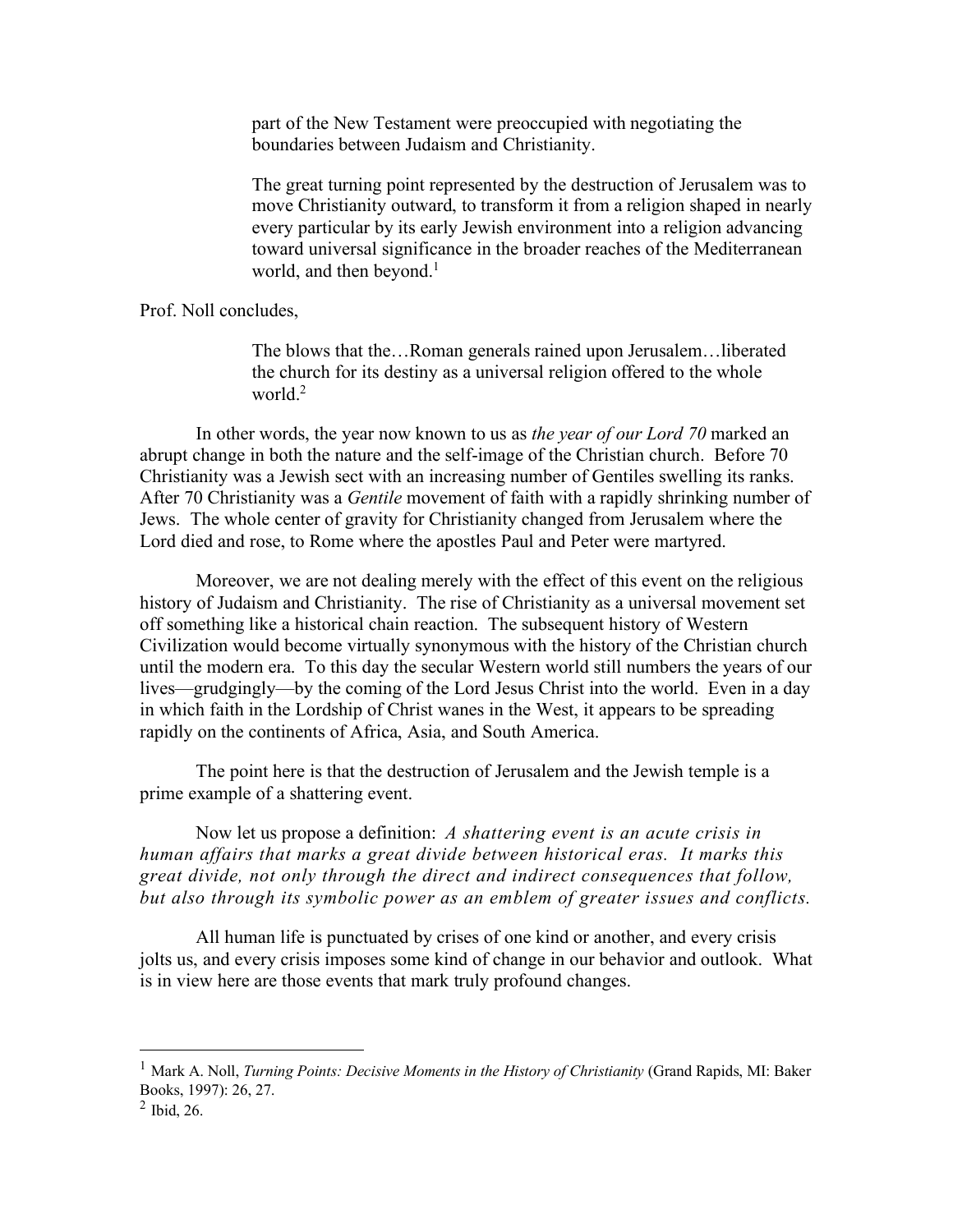> part of the New Testament were preoccupied with negotiating the boundaries between Judaism and Christianity.
>
> The great turning point represented by the destruction of Jerusalem was to move Christianity outward, to transform it from a religion shaped in nearly every particular by its early Jewish environment into a religion advancing toward universal significance in the broader reaches of the Mediterranean world, and then beyond.[1]

Prof. Noll concludes,

> The blows that the…Roman generals rained upon Jerusalem…liberated the church for its destiny as a universal religion offered to the whole world.[2]

In other words, the year now known to us as *the year of our Lord 70* marked an abrupt change in both the nature and the self-image of the Christian church. Before 70 Christianity was a Jewish sect with an increasing number of Gentiles swelling its ranks. After 70 Christianity was a *Gentile* movement of faith with a rapidly shrinking number of Jews. The whole center of gravity for Christianity changed from Jerusalem where the Lord died and rose, to Rome where the apostles Paul and Peter were martyred.

Moreover, we are not dealing merely with the effect of this event on the religious history of Judaism and Christianity. The rise of Christianity as a universal movement set off something like a historical chain reaction. The subsequent history of Western Civilization would become virtually synonymous with the history of the Christian church until the modern era. To this day the secular Western world still numbers the years of our lives—grudgingly—by the coming of the Lord Jesus Christ into the world. Even in a day in which faith in the Lordship of Christ wanes in the West, it appears to be spreading rapidly on the continents of Africa, Asia, and South America.

The point here is that the destruction of Jerusalem and the Jewish temple is a prime example of a shattering event.

Now let us propose a definition: *A shattering event is an acute crisis in human affairs that marks a great divide between historical eras. It marks this great divide, not only through the direct and indirect consequences that follow, but also through its symbolic power as an emblem of greater issues and conflicts.*

All human life is punctuated by crises of one kind or another, and every crisis jolts us, and every crisis imposes some kind of change in our behavior and outlook. What is in view here are those events that mark truly profound changes.

---

[1] Mark A. Noll, *Turning Points: Decisive Moments in the History of Christianity* (Grand Rapids, MI: Baker Books, 1997): 26, 27.

[2] Ibid, 26.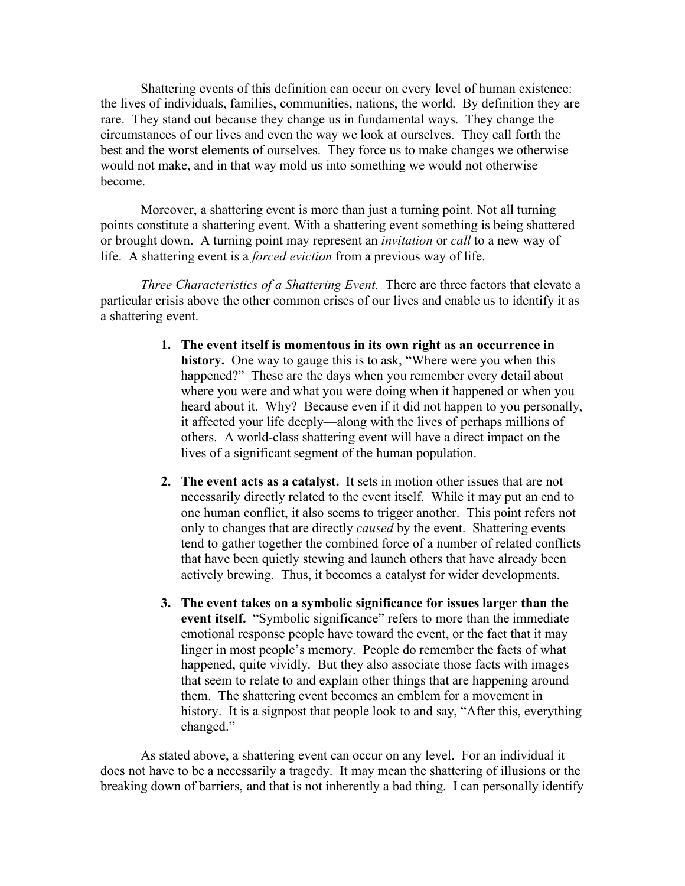Shattering events of this definition can occur on every level of human existence: the lives of individuals, families, communities, nations, the world. By definition they are rare. They stand out because they change us in fundamental ways. They change the circumstances of our lives and even the way we look at ourselves. They call forth the best and the worst elements of ourselves. They force us to make changes we otherwise would not make, and in that way mold us into something we would not otherwise become.

Moreover, a shattering event is more than just a turning point. Not all turning points constitute a shattering event. With a shattering event something is being shattered or brought down. A turning point may represent an *invitation* or *call* to a new way of life. A shattering event is a *forced eviction* from a previous way of life.

*Three Characteristics of a Shattering Event.* There are three factors that elevate a particular crisis above the other common crises of our lives and enable us to identify it as a shattering event.

1. **The event itself is momentous in its own right as an occurrence in history.** One way to gauge this is to ask, "Where were you when this happened?" These are the days when you remember every detail about where you were and what you were doing when it happened or when you heard about it. Why? Because even if it did not happen to you personally, it affected your life deeply—along with the lives of perhaps millions of others. A world-class shattering event will have a direct impact on the lives of a significant segment of the human population.

2. **The event acts as a catalyst.** It sets in motion other issues that are not necessarily directly related to the event itself. While it may put an end to one human conflict, it also seems to trigger another. This point refers not only to changes that are directly *caused* by the event. Shattering events tend to gather together the combined force of a number of related conflicts that have been quietly stewing and launch others that have already been actively brewing. Thus, it becomes a catalyst for wider developments.

3. **The event takes on a symbolic significance for issues larger than the event itself.** "Symbolic significance" refers to more than the immediate emotional response people have toward the event, or the fact that it may linger in most people's memory. People do remember the facts of what happened, quite vividly. But they also associate those facts with images that seem to relate to and explain other things that are happening around them. The shattering event becomes an emblem for a movement in history. It is a signpost that people look to and say, "After this, everything changed."

As stated above, a shattering event can occur on any level. For an individual it does not have to be a necessarily a tragedy. It may mean the shattering of illusions or the breaking down of barriers, and that is not inherently a bad thing. I can personally identify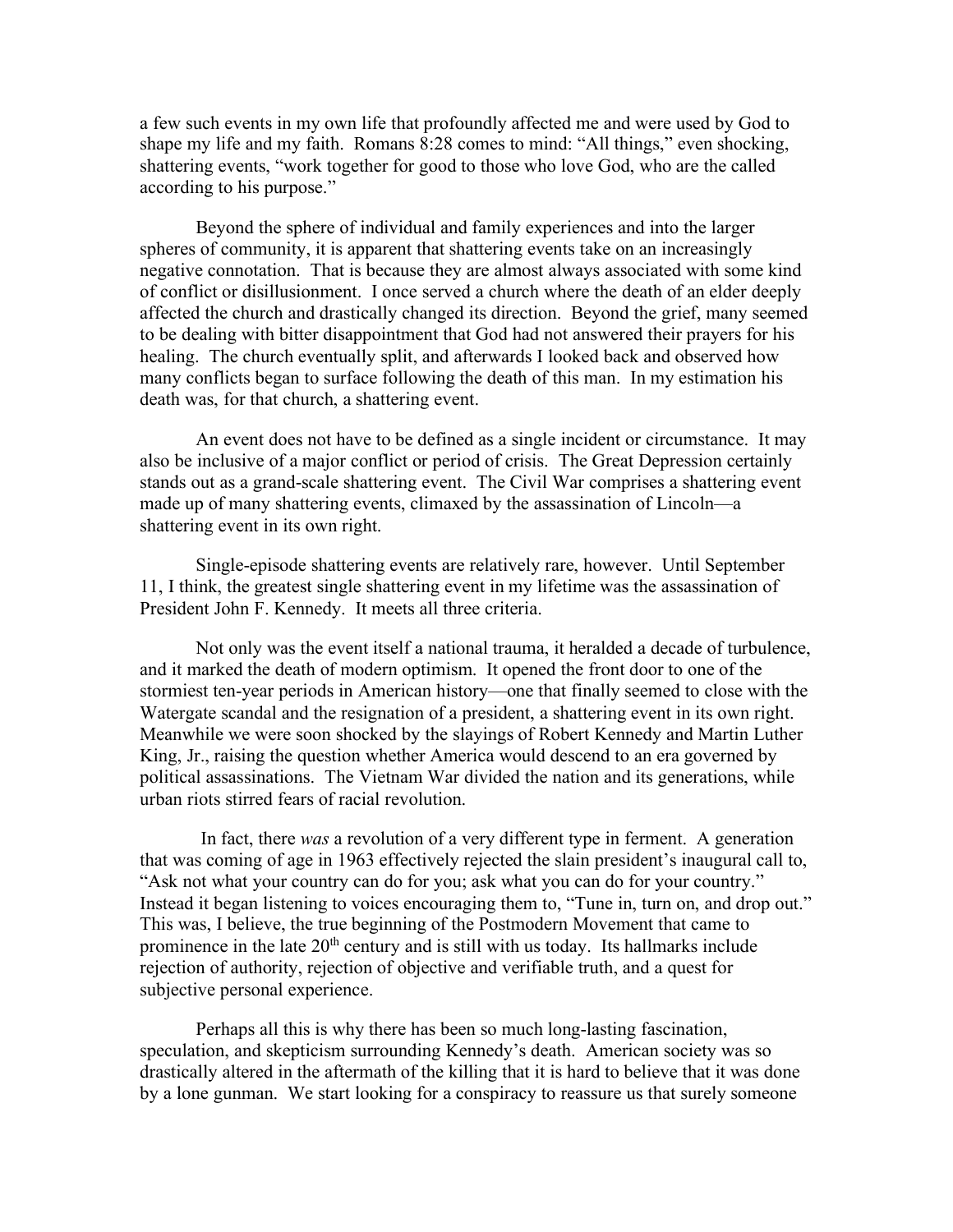a few such events in my own life that profoundly affected me and were used by God to shape my life and my faith. Romans 8:28 comes to mind: "All things," even shocking, shattering events, "work together for good to those who love God, who are the called according to his purpose."

Beyond the sphere of individual and family experiences and into the larger spheres of community, it is apparent that shattering events take on an increasingly negative connotation. That is because they are almost always associated with some kind of conflict or disillusionment. I once served a church where the death of an elder deeply affected the church and drastically changed its direction. Beyond the grief, many seemed to be dealing with bitter disappointment that God had not answered their prayers for his healing. The church eventually split, and afterwards I looked back and observed how many conflicts began to surface following the death of this man. In my estimation his death was, for that church, a shattering event.

An event does not have to be defined as a single incident or circumstance. It may also be inclusive of a major conflict or period of crisis. The Great Depression certainly stands out as a grand-scale shattering event. The Civil War comprises a shattering event made up of many shattering events, climaxed by the assassination of Lincoln—a shattering event in its own right.

Single-episode shattering events are relatively rare, however. Until September 11, I think, the greatest single shattering event in my lifetime was the assassination of President John F. Kennedy. It meets all three criteria.

Not only was the event itself a national trauma, it heralded a decade of turbulence, and it marked the death of modern optimism. It opened the front door to one of the stormiest ten-year periods in American history—one that finally seemed to close with the Watergate scandal and the resignation of a president, a shattering event in its own right. Meanwhile we were soon shocked by the slayings of Robert Kennedy and Martin Luther King, Jr., raising the question whether America would descend to an era governed by political assassinations. The Vietnam War divided the nation and its generations, while urban riots stirred fears of racial revolution.

In fact, there *was* a revolution of a very different type in ferment. A generation that was coming of age in 1963 effectively rejected the slain president's inaugural call to, "Ask not what your country can do for you; ask what you can do for your country." Instead it began listening to voices encouraging them to, "Tune in, turn on, and drop out." This was, I believe, the true beginning of the Postmodern Movement that came to prominence in the late 20th century and is still with us today. Its hallmarks include rejection of authority, rejection of objective and verifiable truth, and a quest for subjective personal experience.

Perhaps all this is why there has been so much long-lasting fascination, speculation, and skepticism surrounding Kennedy's death. American society was so drastically altered in the aftermath of the killing that it is hard to believe that it was done by a lone gunman. We start looking for a conspiracy to reassure us that surely someone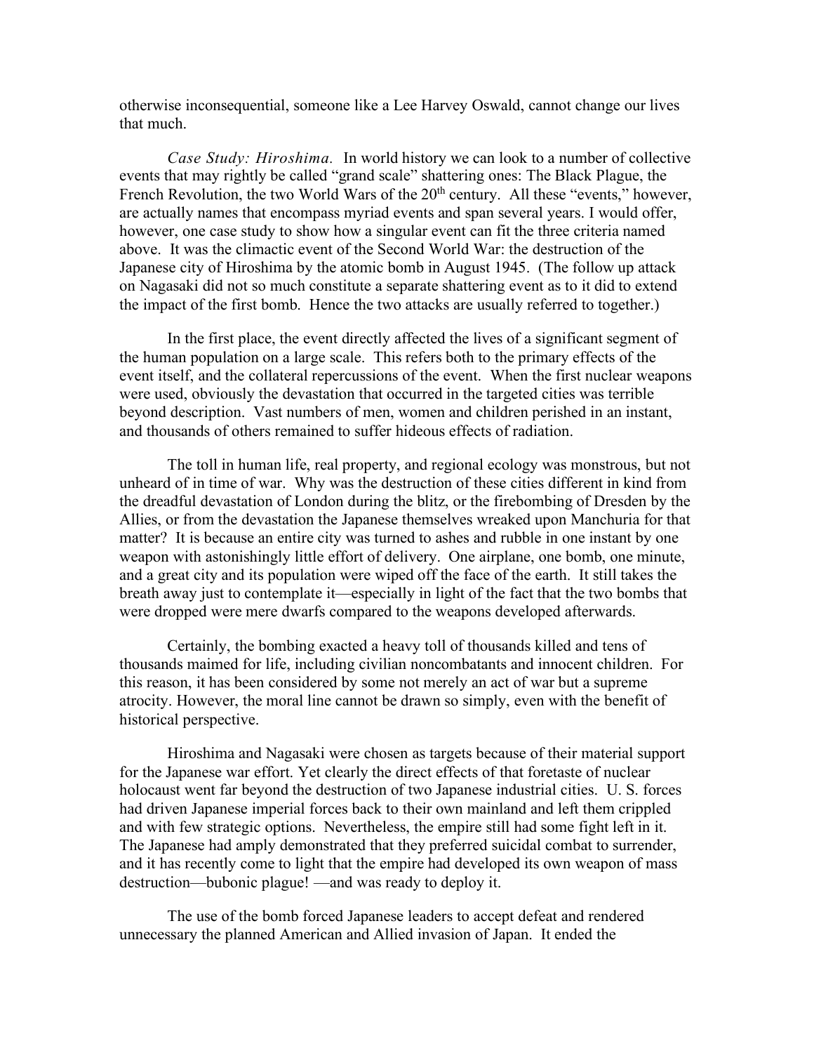otherwise inconsequential, someone like a Lee Harvey Oswald, cannot change our lives that much.

*Case Study: Hiroshima.* In world history we can look to a number of collective events that may rightly be called "grand scale" shattering ones: The Black Plague, the French Revolution, the two World Wars of the 20th century. All these "events," however, are actually names that encompass myriad events and span several years. I would offer, however, one case study to show how a singular event can fit the three criteria named above. It was the climactic event of the Second World War: the destruction of the Japanese city of Hiroshima by the atomic bomb in August 1945. (The follow up attack on Nagasaki did not so much constitute a separate shattering event as to it did to extend the impact of the first bomb. Hence the two attacks are usually referred to together.)

In the first place, the event directly affected the lives of a significant segment of the human population on a large scale. This refers both to the primary effects of the event itself, and the collateral repercussions of the event. When the first nuclear weapons were used, obviously the devastation that occurred in the targeted cities was terrible beyond description. Vast numbers of men, women and children perished in an instant, and thousands of others remained to suffer hideous effects of radiation.

The toll in human life, real property, and regional ecology was monstrous, but not unheard of in time of war. Why was the destruction of these cities different in kind from the dreadful devastation of London during the blitz, or the firebombing of Dresden by the Allies, or from the devastation the Japanese themselves wreaked upon Manchuria for that matter? It is because an entire city was turned to ashes and rubble in one instant by one weapon with astonishingly little effort of delivery. One airplane, one bomb, one minute, and a great city and its population were wiped off the face of the earth. It still takes the breath away just to contemplate it—especially in light of the fact that the two bombs that were dropped were mere dwarfs compared to the weapons developed afterwards.

Certainly, the bombing exacted a heavy toll of thousands killed and tens of thousands maimed for life, including civilian noncombatants and innocent children. For this reason, it has been considered by some not merely an act of war but a supreme atrocity. However, the moral line cannot be drawn so simply, even with the benefit of historical perspective.

Hiroshima and Nagasaki were chosen as targets because of their material support for the Japanese war effort. Yet clearly the direct effects of that foretaste of nuclear holocaust went far beyond the destruction of two Japanese industrial cities. U. S. forces had driven Japanese imperial forces back to their own mainland and left them crippled and with few strategic options. Nevertheless, the empire still had some fight left in it. The Japanese had amply demonstrated that they preferred suicidal combat to surrender, and it has recently come to light that the empire had developed its own weapon of mass destruction—bubonic plague! —and was ready to deploy it.

The use of the bomb forced Japanese leaders to accept defeat and rendered unnecessary the planned American and Allied invasion of Japan. It ended the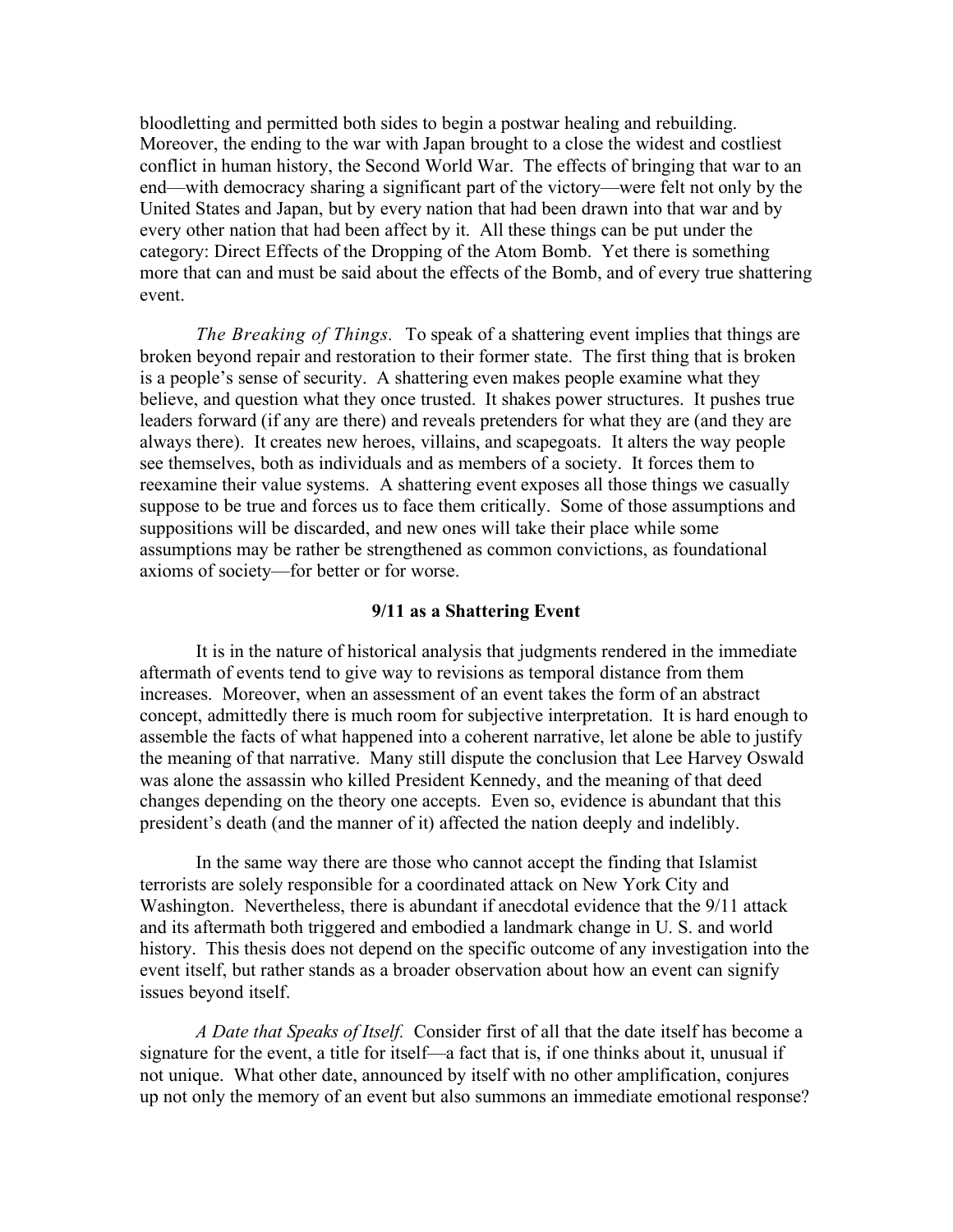bloodletting and permitted both sides to begin a postwar healing and rebuilding. Moreover, the ending to the war with Japan brought to a close the widest and costliest conflict in human history, the Second World War. The effects of bringing that war to an end—with democracy sharing a significant part of the victory—were felt not only by the United States and Japan, but by every nation that had been drawn into that war and by every other nation that had been affect by it. All these things can be put under the category: Direct Effects of the Dropping of the Atom Bomb. Yet there is something more that can and must be said about the effects of the Bomb, and of every true shattering event.

*The Breaking of Things.* To speak of a shattering event implies that things are broken beyond repair and restoration to their former state. The first thing that is broken is a people's sense of security. A shattering even makes people examine what they believe, and question what they once trusted. It shakes power structures. It pushes true leaders forward (if any are there) and reveals pretenders for what they are (and they are always there). It creates new heroes, villains, and scapegoats. It alters the way people see themselves, both as individuals and as members of a society. It forces them to reexamine their value systems. A shattering event exposes all those things we casually suppose to be true and forces us to face them critically. Some of those assumptions and suppositions will be discarded, and new ones will take their place while some assumptions may be rather be strengthened as common convictions, as foundational axioms of society—for better or for worse.

## 9/11 as a Shattering Event

It is in the nature of historical analysis that judgments rendered in the immediate aftermath of events tend to give way to revisions as temporal distance from them increases. Moreover, when an assessment of an event takes the form of an abstract concept, admittedly there is much room for subjective interpretation. It is hard enough to assemble the facts of what happened into a coherent narrative, let alone be able to justify the meaning of that narrative. Many still dispute the conclusion that Lee Harvey Oswald was alone the assassin who killed President Kennedy, and the meaning of that deed changes depending on the theory one accepts. Even so, evidence is abundant that this president's death (and the manner of it) affected the nation deeply and indelibly.

In the same way there are those who cannot accept the finding that Islamist terrorists are solely responsible for a coordinated attack on New York City and Washington. Nevertheless, there is abundant if anecdotal evidence that the 9/11 attack and its aftermath both triggered and embodied a landmark change in U. S. and world history. This thesis does not depend on the specific outcome of any investigation into the event itself, but rather stands as a broader observation about how an event can signify issues beyond itself.

*A Date that Speaks of Itself.* Consider first of all that the date itself has become a signature for the event, a title for itself—a fact that is, if one thinks about it, unusual if not unique. What other date, announced by itself with no other amplification, conjures up not only the memory of an event but also summons an immediate emotional response?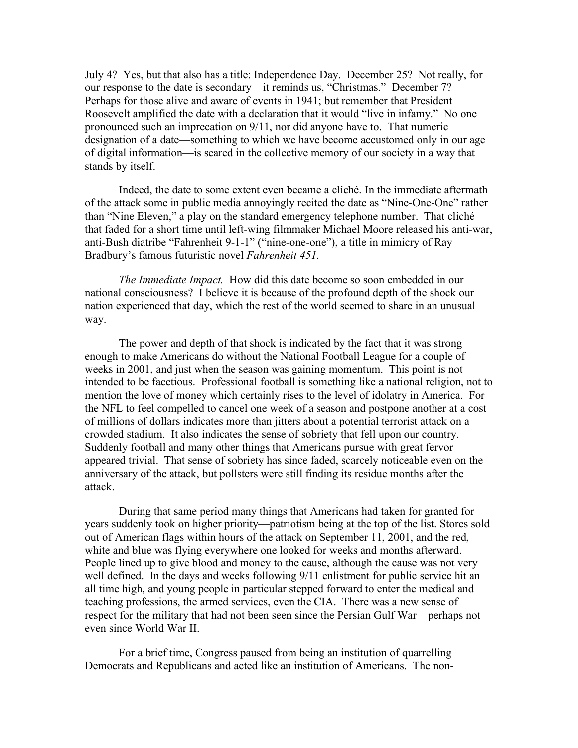July 4? Yes, but that also has a title: Independence Day. December 25? Not really, for our response to the date is secondary—it reminds us, "Christmas." December 7? Perhaps for those alive and aware of events in 1941; but remember that President Roosevelt amplified the date with a declaration that it would "live in infamy." No one pronounced such an imprecation on 9/11, nor did anyone have to. That numeric designation of a date—something to which we have become accustomed only in our age of digital information—is seared in the collective memory of our society in a way that stands by itself.

Indeed, the date to some extent even became a cliché. In the immediate aftermath of the attack some in public media annoyingly recited the date as "Nine-One-One" rather than "Nine Eleven," a play on the standard emergency telephone number. That cliché that faded for a short time until left-wing filmmaker Michael Moore released his anti-war, anti-Bush diatribe "Fahrenheit 9-1-1" ("nine-one-one"), a title in mimicry of Ray Bradbury's famous futuristic novel *Fahrenheit 451*.

*The Immediate Impact.* How did this date become so soon embedded in our national consciousness? I believe it is because of the profound depth of the shock our nation experienced that day, which the rest of the world seemed to share in an unusual way.

The power and depth of that shock is indicated by the fact that it was strong enough to make Americans do without the National Football League for a couple of weeks in 2001, and just when the season was gaining momentum. This point is not intended to be facetious. Professional football is something like a national religion, not to mention the love of money which certainly rises to the level of idolatry in America. For the NFL to feel compelled to cancel one week of a season and postpone another at a cost of millions of dollars indicates more than jitters about a potential terrorist attack on a crowded stadium. It also indicates the sense of sobriety that fell upon our country. Suddenly football and many other things that Americans pursue with great fervor appeared trivial. That sense of sobriety has since faded, scarcely noticeable even on the anniversary of the attack, but pollsters were still finding its residue months after the attack.

During that same period many things that Americans had taken for granted for years suddenly took on higher priority—patriotism being at the top of the list. Stores sold out of American flags within hours of the attack on September 11, 2001, and the red, white and blue was flying everywhere one looked for weeks and months afterward. People lined up to give blood and money to the cause, although the cause was not very well defined. In the days and weeks following 9/11 enlistment for public service hit an all time high, and young people in particular stepped forward to enter the medical and teaching professions, the armed services, even the CIA. There was a new sense of respect for the military that had not been seen since the Persian Gulf War—perhaps not even since World War II.

For a brief time, Congress paused from being an institution of quarrelling Democrats and Republicans and acted like an institution of Americans. The non-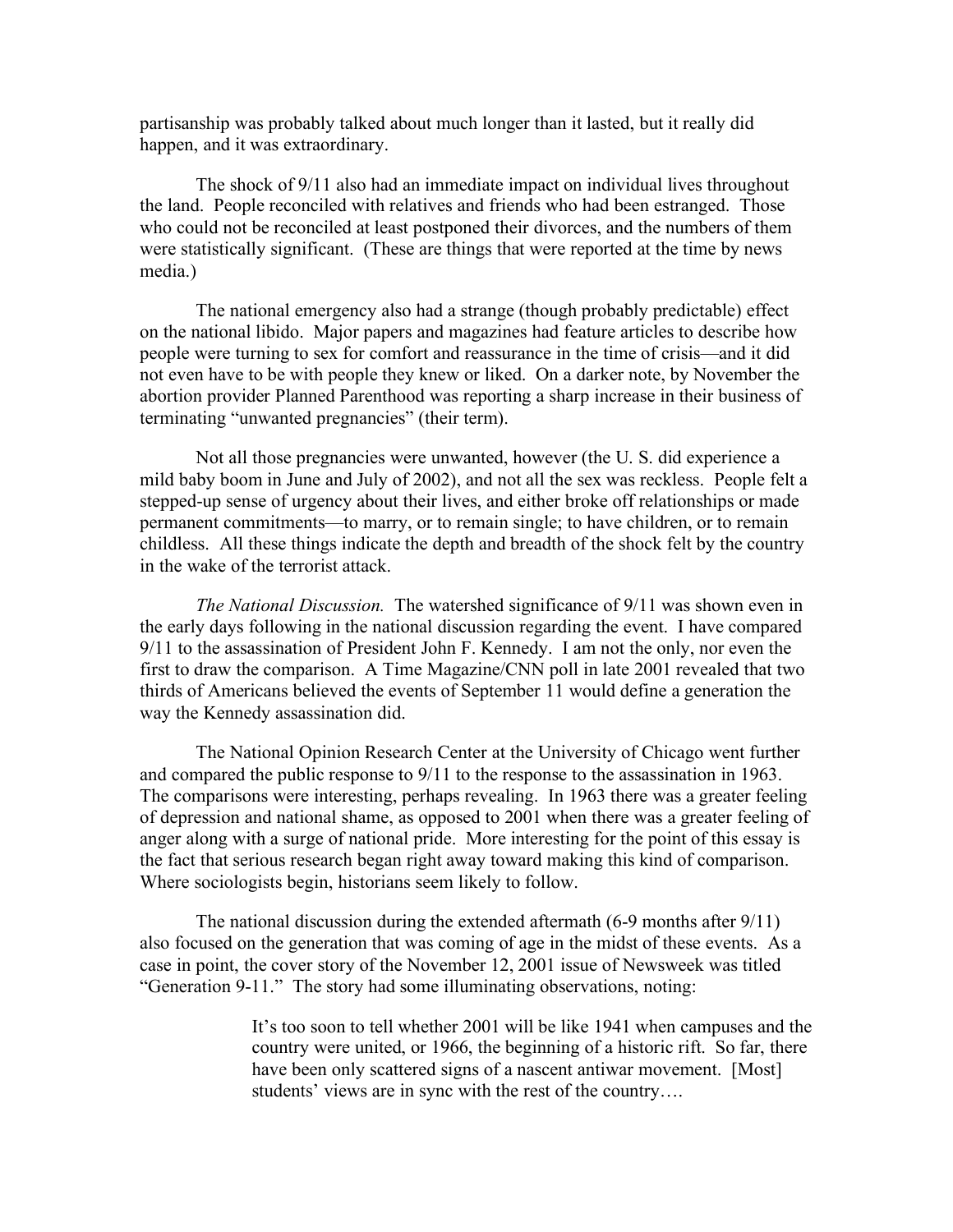partisanship was probably talked about much longer than it lasted, but it really did happen, and it was extraordinary.

The shock of 9/11 also had an immediate impact on individual lives throughout the land. People reconciled with relatives and friends who had been estranged. Those who could not be reconciled at least postponed their divorces, and the numbers of them were statistically significant. (These are things that were reported at the time by news media.)

The national emergency also had a strange (though probably predictable) effect on the national libido. Major papers and magazines had feature articles to describe how people were turning to sex for comfort and reassurance in the time of crisis—and it did not even have to be with people they knew or liked. On a darker note, by November the abortion provider Planned Parenthood was reporting a sharp increase in their business of terminating "unwanted pregnancies" (their term).

Not all those pregnancies were unwanted, however (the U. S. did experience a mild baby boom in June and July of 2002), and not all the sex was reckless. People felt a stepped-up sense of urgency about their lives, and either broke off relationships or made permanent commitments—to marry, or to remain single; to have children, or to remain childless. All these things indicate the depth and breadth of the shock felt by the country in the wake of the terrorist attack.

*The National Discussion.* The watershed significance of 9/11 was shown even in the early days following in the national discussion regarding the event. I have compared 9/11 to the assassination of President John F. Kennedy. I am not the only, nor even the first to draw the comparison. A Time Magazine/CNN poll in late 2001 revealed that two thirds of Americans believed the events of September 11 would define a generation the way the Kennedy assassination did.

The National Opinion Research Center at the University of Chicago went further and compared the public response to 9/11 to the response to the assassination in 1963. The comparisons were interesting, perhaps revealing. In 1963 there was a greater feeling of depression and national shame, as opposed to 2001 when there was a greater feeling of anger along with a surge of national pride. More interesting for the point of this essay is the fact that serious research began right away toward making this kind of comparison. Where sociologists begin, historians seem likely to follow.

The national discussion during the extended aftermath (6-9 months after 9/11) also focused on the generation that was coming of age in the midst of these events. As a case in point, the cover story of the November 12, 2001 issue of Newsweek was titled "Generation 9-11." The story had some illuminating observations, noting:

> It's too soon to tell whether 2001 will be like 1941 when campuses and the country were united, or 1966, the beginning of a historic rift. So far, there have been only scattered signs of a nascent antiwar movement. [Most] students' views are in sync with the rest of the country….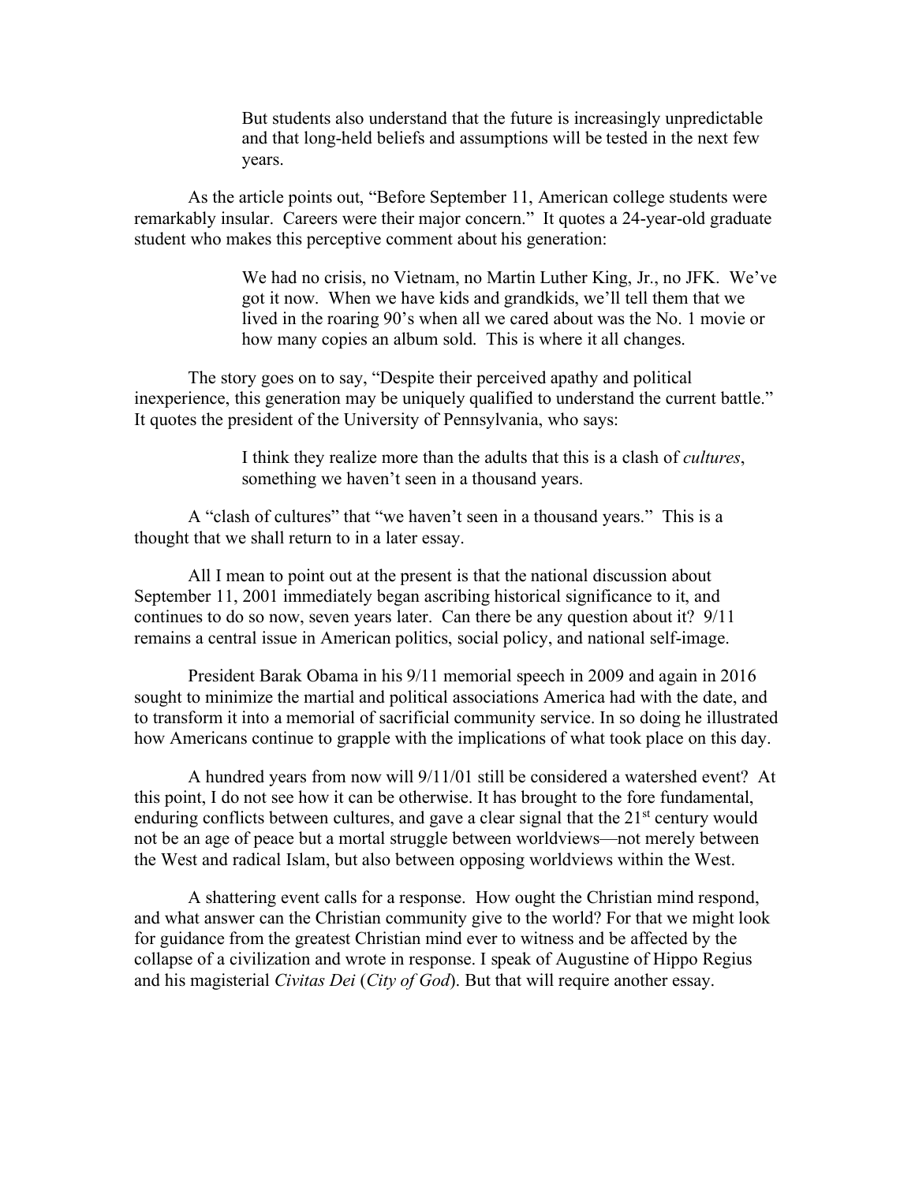> But students also understand that the future is increasingly unpredictable and that long-held beliefs and assumptions will be tested in the next few years.

As the article points out, "Before September 11, American college students were remarkably insular. Careers were their major concern." It quotes a 24-year-old graduate student who makes this perceptive comment about his generation:

> We had no crisis, no Vietnam, no Martin Luther King, Jr., no JFK. We've got it now. When we have kids and grandkids, we'll tell them that we lived in the roaring 90's when all we cared about was the No. 1 movie or how many copies an album sold. This is where it all changes.

The story goes on to say, "Despite their perceived apathy and political inexperience, this generation may be uniquely qualified to understand the current battle." It quotes the president of the University of Pennsylvania, who says:

> I think they realize more than the adults that this is a clash of *cultures*, something we haven't seen in a thousand years.

A "clash of cultures" that "we haven't seen in a thousand years." This is a thought that we shall return to in a later essay.

All I mean to point out at the present is that the national discussion about September 11, 2001 immediately began ascribing historical significance to it, and continues to do so now, seven years later. Can there be any question about it? 9/11 remains a central issue in American politics, social policy, and national self-image.

President Barak Obama in his 9/11 memorial speech in 2009 and again in 2016 sought to minimize the martial and political associations America had with the date, and to transform it into a memorial of sacrificial community service. In so doing he illustrated how Americans continue to grapple with the implications of what took place on this day.

A hundred years from now will 9/11/01 still be considered a watershed event? At this point, I do not see how it can be otherwise. It has brought to the fore fundamental, enduring conflicts between cultures, and gave a clear signal that the 21st century would not be an age of peace but a mortal struggle between worldviews—not merely between the West and radical Islam, but also between opposing worldviews within the West.

A shattering event calls for a response. How ought the Christian mind respond, and what answer can the Christian community give to the world? For that we might look for guidance from the greatest Christian mind ever to witness and be affected by the collapse of a civilization and wrote in response. I speak of Augustine of Hippo Regius and his magisterial *Civitas Dei* (*City of God*). But that will require another essay.